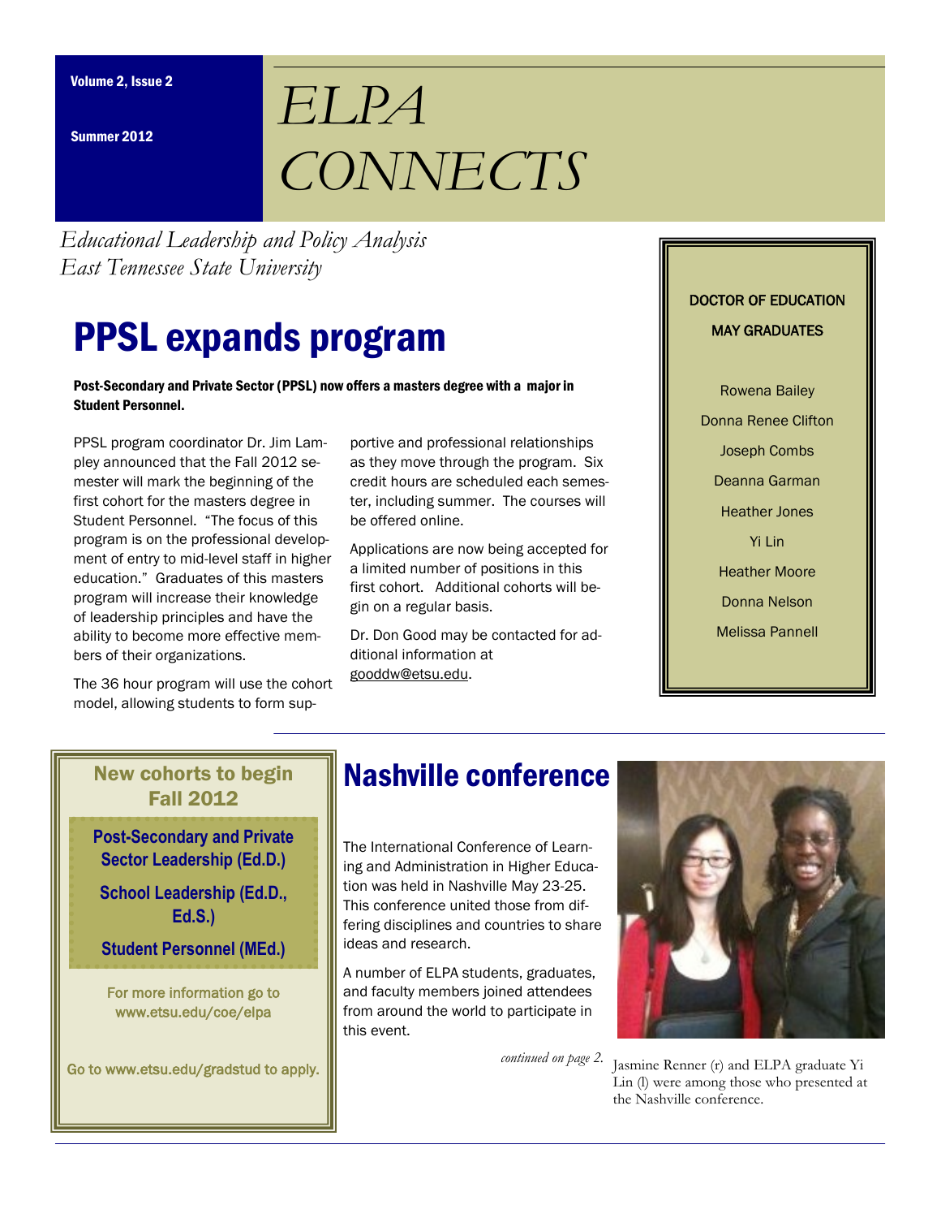Volume 2, Issue 2

Summer 2012

# *ELPA CONNECTS*

*Educational Leadership and Policy Analysis*
*East Tennessee State University*

## PPSL expands program

**Post-Secondary and Private Sector (PPSL) now offers a masters degree with a major in Student Personnel.**

PPSL program coordinator Dr. Jim Lampley announced that the Fall 2012 semester will mark the beginning of the first cohort for the masters degree in Student Personnel. "The focus of this program is on the professional development of entry to mid-level staff in higher education." Graduates of this masters program will increase their knowledge of leadership principles and have the ability to become more effective members of their organizations.

The 36 hour program will use the cohort model, allowing students to form supportive and professional relationships as they move through the program. Six credit hours are scheduled each semester, including summer. The courses will be offered online.

Applications are now being accepted for a limited number of positions in this first cohort. Additional cohorts will begin on a regular basis.

Dr. Don Good may be contacted for additional information at gooddw@etsu.edu.

**DOCTOR OF EDUCATION MAY GRADUATES**

Rowena Bailey
Donna Renee Clifton
Joseph Combs
Deanna Garman
Heather Jones
Yi Lin
Heather Moore
Donna Nelson
Melissa Pannell

**New cohorts to begin Fall 2012**

**Post-Secondary and Private Sector Leadership (Ed.D.)**

**School Leadership (Ed.D., Ed.S.)**

**Student Personnel (MEd.)**

For more information go to www.etsu.edu/coe/elpa

Go to www.etsu.edu/gradstud to apply.

## Nashville conference

The International Conference of Learning and Administration in Higher Education was held in Nashville May 23-25. This conference united those from differing disciplines and countries to share ideas and research.

A number of ELPA students, graduates, and faculty members joined attendees from around the world to participate in this event.

*continued on page 2.*

Jasmine Renner (r) and ELPA graduate Yi Lin (l) were among those who presented at the Nashville conference.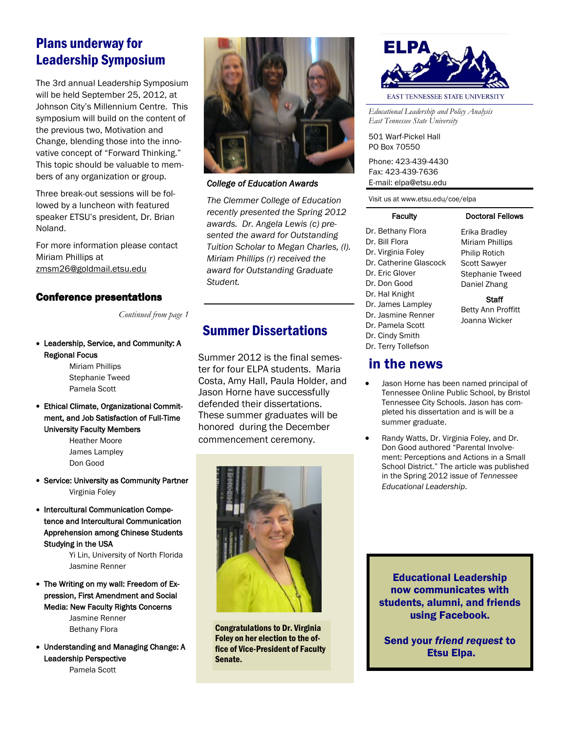## Plans underway for Leadership Symposium

The 3rd annual Leadership Symposium will be held September 25, 2012, at Johnson City's Millennium Centre. This symposium will build on the content of the previous two, Motivation and Change, blending those into the innovative concept of "Forward Thinking." This topic should be valuable to members of any organization or group.

Three break-out sessions will be followed by a luncheon with featured speaker ETSU's president, Dr. Brian Noland.

For more information please contact Miriam Phillips at zmsm26@goldmail.etsu.edu

### Conference presentations

*Continued from page 1*

- **Leadership, Service, and Community: A Regional Focus**
  Miriam Phillips
  Stephanie Tweed
  Pamela Scott
- **Ethical Climate, Organizational Commitment, and Job Satisfaction of Full-Time University Faculty Members**
  Heather Moore
  James Lampley
  Don Good
- **Service: University as Community Partner**
  Virginia Foley
- **Intercultural Communication Competence and Intercultural Communication Apprehension among Chinese Students Studying in the USA**
  Yi Lin, University of North Florida
  Jasmine Renner
- **The Writing on my wall: Freedom of Expression, First Amendment and Social Media: New Faculty Rights Concerns**
  Jasmine Renner
  Bethany Flora
- **Understanding and Managing Change: A Leadership Perspective**
  Pamela Scott

***College of Education Awards***

*The Clemmer College of Education recently presented the Spring 2012 awards. Dr. Angela Lewis (c) presented the award for Outstanding Tuition Scholar to Megan Charles, (l). Miriam Phillips (r) received the award for Outstanding Graduate Student.*

## Summer Dissertations

Summer 2012 is the final semester for four ELPA students. Maria Costa, Amy Hall, Paula Holder, and Jason Horne have successfully defended their dissertations. These summer graduates will be honored during the December commencement ceremony.

**Congratulations to Dr. Virginia Foley on her election to the office of Vice-President of Faculty Senate.**

ELPA
EAST TENNESSEE STATE UNIVERSITY

*Educational Leadership and Policy Analysis*
*East Tennessee State University*

501 Warf-Pickel Hall
PO Box 70550

Phone: 423-439-4430
Fax: 423-439-7636
E-mail: elpa@etsu.edu

Visit us at www.etsu.edu/coe/elpa

**Faculty**

Dr. Bethany Flora
Dr. Bill Flora
Dr. Virginia Foley
Dr. Catherine Glascock
Dr. Eric Glover
Dr. Don Good
Dr. Hal Knight
Dr. James Lampley
Dr. Jasmine Renner
Dr. Pamela Scott
Dr. Cindy Smith
Dr. Terry Tollefson

**Doctoral Fellows**

Erika Bradley
Miriam Phillips
Philip Rotich
Scott Sawyer
Stephanie Tweed
Daniel Zhang

**Staff**

Betty Ann Proffitt
Joanna Wicker

## in the news

- Jason Horne has been named principal of Tennessee Online Public School, by Bristol Tennessee City Schools. Jason has completed his dissertation and is will be a summer graduate.
- Randy Watts, Dr. Virginia Foley, and Dr. Don Good authored "Parental Involvement: Perceptions and Actions in a Small School District." The article was published in the Spring 2012 issue of *Tennessee Educational Leadership*.

**Educational Leadership now communicates with students, alumni, and friends using Facebook.**

**Send your *friend request* to Etsu Elpa.**